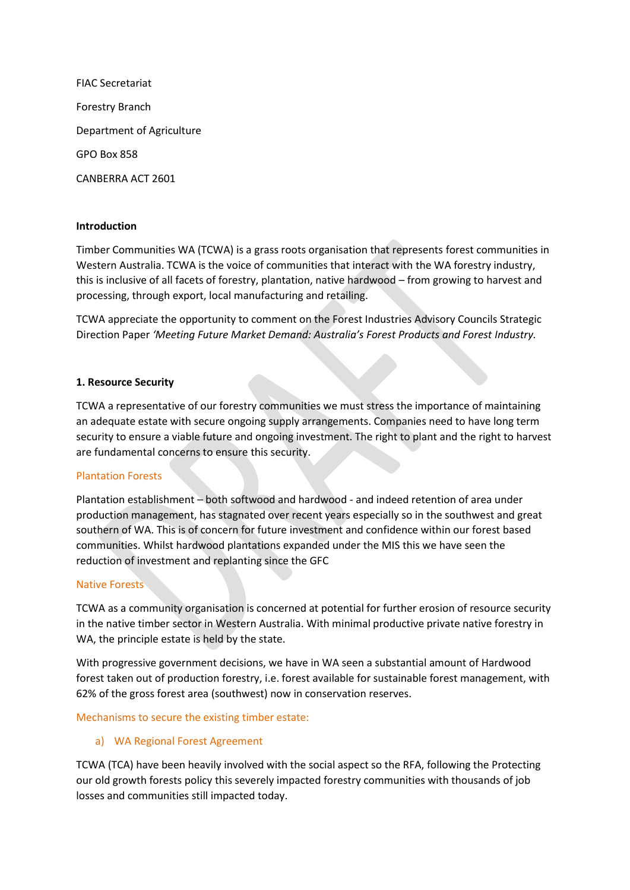FIAC Secretariat

Forestry Branch

Department of Agriculture

GPO Box 858

CANBERRA ACT 2601

**Introduction**

Timber Communities WA (TCWA) is a grass roots organisation that represents forest communities in Western Australia. TCWA is the voice of communities that interact with the WA forestry industry, this is inclusive of all facets of forestry, plantation, native hardwood – from growing to harvest and processing, through export, local manufacturing and retailing.

TCWA appreciate the opportunity to comment on the Forest Industries Advisory Councils Strategic Direction Paper *'Meeting Future Market Demand: Australia's Forest Products and Forest Industry.*

**1. Resource Security**

TCWA a representative of our forestry communities we must stress the importance of maintaining an adequate estate with secure ongoing supply arrangements. Companies need to have long term security to ensure a viable future and ongoing investment. The right to plant and the right to harvest are fundamental concerns to ensure this security.

Plantation Forests

Plantation establishment – both softwood and hardwood - and indeed retention of area under production management, has stagnated over recent years especially so in the southwest and great southern of WA. This is of concern for future investment and confidence within our forest based communities. Whilst hardwood plantations expanded under the MIS this we have seen the reduction of investment and replanting since the GFC

Native Forests

TCWA as a community organisation is concerned at potential for further erosion of resource security in the native timber sector in Western Australia. With minimal productive private native forestry in WA, the principle estate is held by the state.

With progressive government decisions, we have in WA seen a substantial amount of Hardwood forest taken out of production forestry, i.e. forest available for sustainable forest management, with 62% of the gross forest area (southwest) now in conservation reserves.

Mechanisms to secure the existing timber estate:

a) WA Regional Forest Agreement

TCWA (TCA) have been heavily involved with the social aspect so the RFA, following the Protecting our old growth forests policy this severely impacted forestry communities with thousands of job losses and communities still impacted today.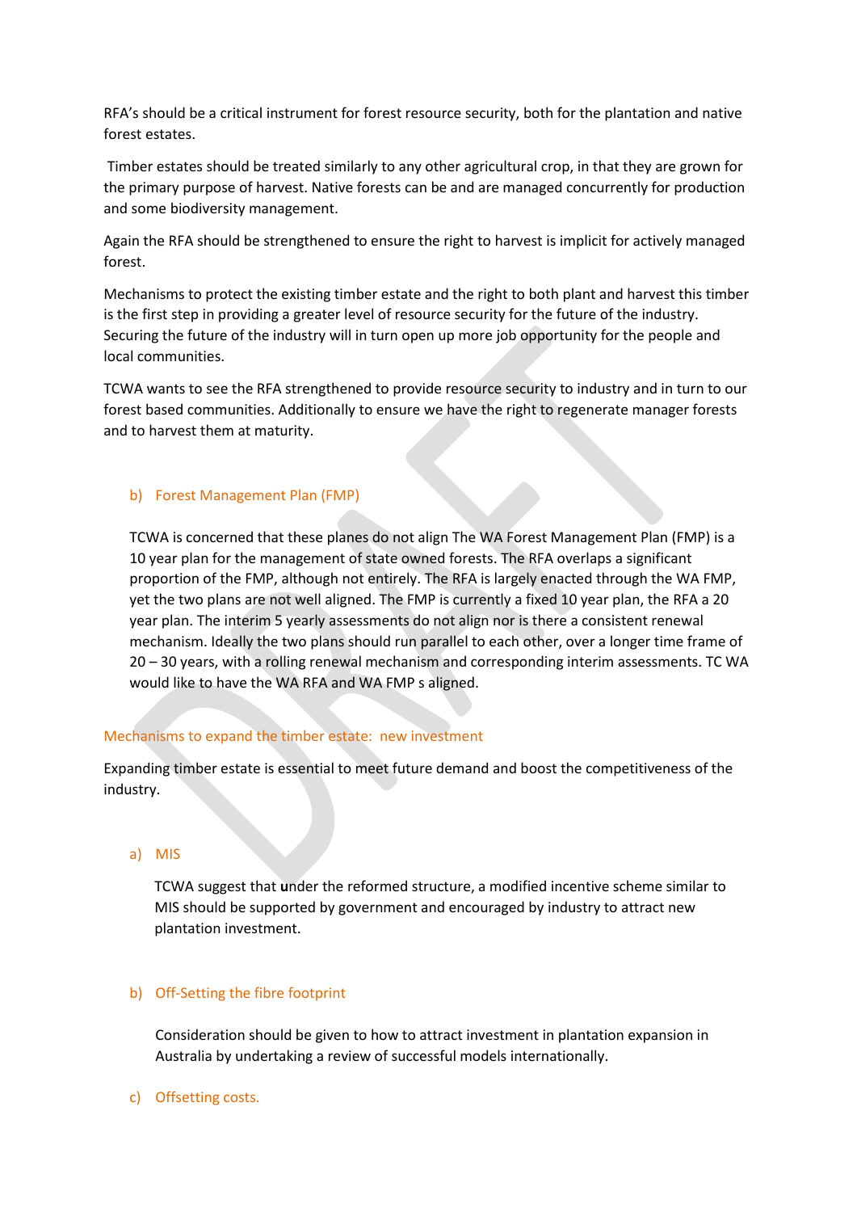RFA's should be a critical instrument for forest resource security, both for the plantation and native forest estates.

Timber estates should be treated similarly to any other agricultural crop, in that they are grown for the primary purpose of harvest. Native forests can be and are managed concurrently for production and some biodiversity management.

Again the RFA should be strengthened to ensure the right to harvest is implicit for actively managed forest.

Mechanisms to protect the existing timber estate and the right to both plant and harvest this timber is the first step in providing a greater level of resource security for the future of the industry. Securing the future of the industry will in turn open up more job opportunity for the people and local communities.

TCWA wants to see the RFA strengthened to provide resource security to industry and in turn to our forest based communities. Additionally to ensure we have the right to regenerate manager forests and to harvest them at maturity.

### b) Forest Management Plan (FMP)

TCWA is concerned that these planes do not align The WA Forest Management Plan (FMP) is a 10 year plan for the management of state owned forests. The RFA overlaps a significant proportion of the FMP, although not entirely. The RFA is largely enacted through the WA FMP, yet the two plans are not well aligned. The FMP is currently a fixed 10 year plan, the RFA a 20 year plan. The interim 5 yearly assessments do not align nor is there a consistent renewal mechanism. Ideally the two plans should run parallel to each other, over a longer time frame of 20 – 30 years, with a rolling renewal mechanism and corresponding interim assessments. TC WA would like to have the WA RFA and WA FMP s aligned.

## Mechanisms to expand the timber estate: new investment

Expanding timber estate is essential to meet future demand and boost the competitiveness of the industry.

### a) MIS

TCWA suggest that **u**nder the reformed structure, a modified incentive scheme similar to MIS should be supported by government and encouraged by industry to attract new plantation investment.

### b) Off-Setting the fibre footprint

Consideration should be given to how to attract investment in plantation expansion in Australia by undertaking a review of successful models internationally.

### c) Offsetting costs.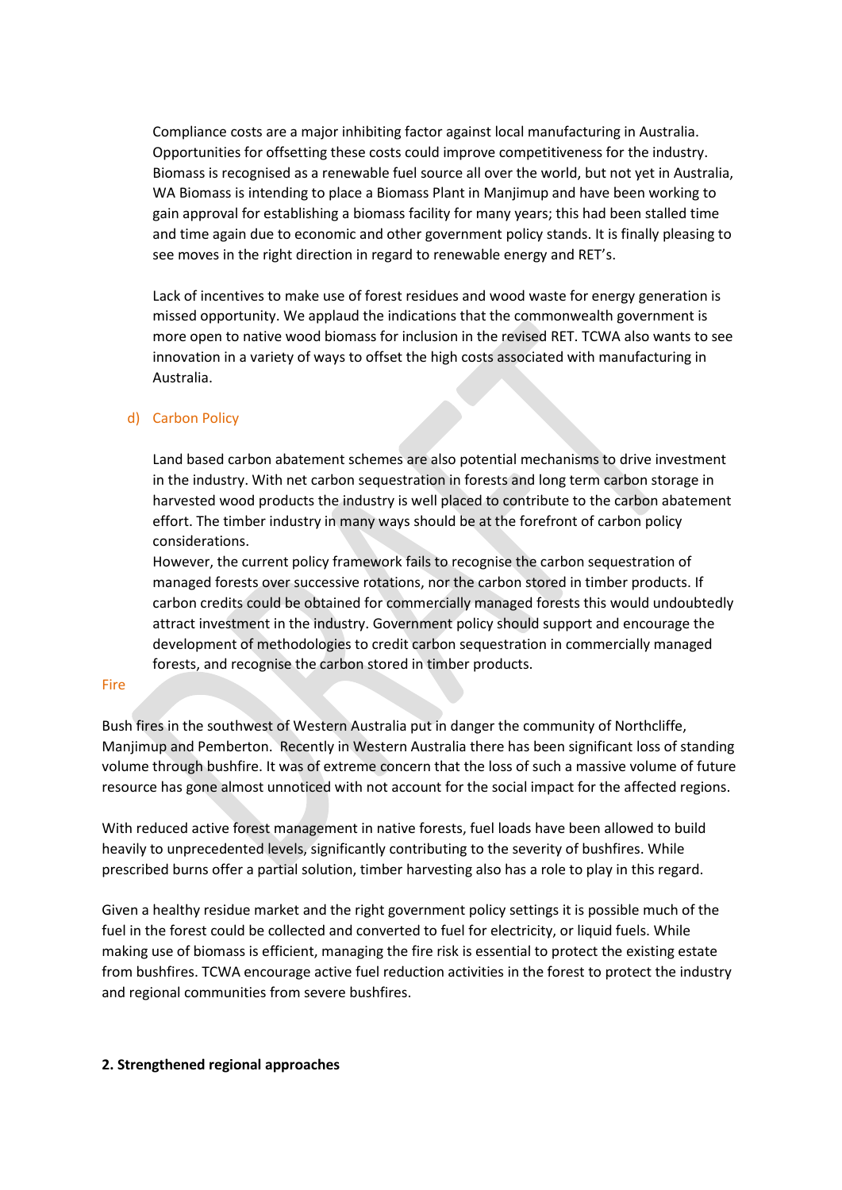Compliance costs are a major inhibiting factor against local manufacturing in Australia. Opportunities for offsetting these costs could improve competitiveness for the industry. Biomass is recognised as a renewable fuel source all over the world, but not yet in Australia, WA Biomass is intending to place a Biomass Plant in Manjimup and have been working to gain approval for establishing a biomass facility for many years; this had been stalled time and time again due to economic and other government policy stands. It is finally pleasing to see moves in the right direction in regard to renewable energy and RET's.

Lack of incentives to make use of forest residues and wood waste for energy generation is missed opportunity. We applaud the indications that the commonwealth government is more open to native wood biomass for inclusion in the revised RET. TCWA also wants to see innovation in a variety of ways to offset the high costs associated with manufacturing in Australia.

d) Carbon Policy

Land based carbon abatement schemes are also potential mechanisms to drive investment in the industry. With net carbon sequestration in forests and long term carbon storage in harvested wood products the industry is well placed to contribute to the carbon abatement effort. The timber industry in many ways should be at the forefront of carbon policy considerations.
However, the current policy framework fails to recognise the carbon sequestration of managed forests over successive rotations, nor the carbon stored in timber products. If carbon credits could be obtained for commercially managed forests this would undoubtedly attract investment in the industry. Government policy should support and encourage the development of methodologies to credit carbon sequestration in commercially managed forests, and recognise the carbon stored in timber products.

Fire

Bush fires in the southwest of Western Australia put in danger the community of Northcliffe, Manjimup and Pemberton. Recently in Western Australia there has been significant loss of standing volume through bushfire. It was of extreme concern that the loss of such a massive volume of future resource has gone almost unnoticed with not account for the social impact for the affected regions.

With reduced active forest management in native forests, fuel loads have been allowed to build heavily to unprecedented levels, significantly contributing to the severity of bushfires. While prescribed burns offer a partial solution, timber harvesting also has a role to play in this regard.

Given a healthy residue market and the right government policy settings it is possible much of the fuel in the forest could be collected and converted to fuel for electricity, or liquid fuels. While making use of biomass is efficient, managing the fire risk is essential to protect the existing estate from bushfires. TCWA encourage active fuel reduction activities in the forest to protect the industry and regional communities from severe bushfires.

**2. Strengthened regional approaches**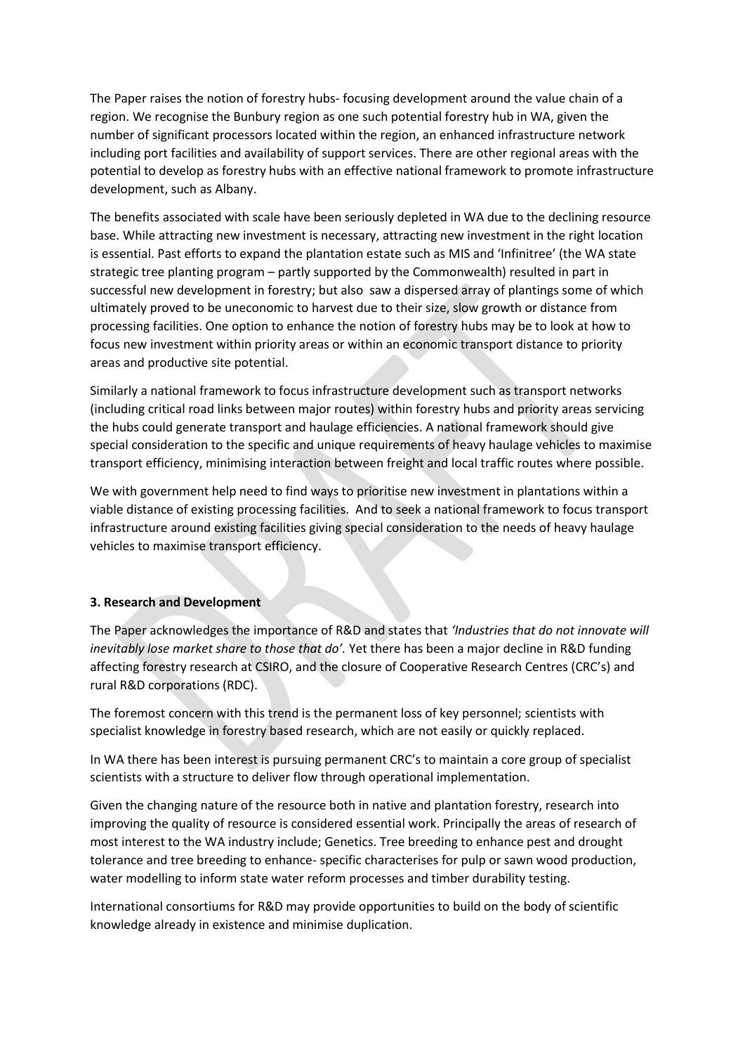The Paper raises the notion of forestry hubs- focusing development around the value chain of a region. We recognise the Bunbury region as one such potential forestry hub in WA, given the number of significant processors located within the region, an enhanced infrastructure network including port facilities and availability of support services. There are other regional areas with the potential to develop as forestry hubs with an effective national framework to promote infrastructure development, such as Albany.

The benefits associated with scale have been seriously depleted in WA due to the declining resource base. While attracting new investment is necessary, attracting new investment in the right location is essential. Past efforts to expand the plantation estate such as MIS and 'Infinitree' (the WA state strategic tree planting program – partly supported by the Commonwealth) resulted in part in successful new development in forestry; but also saw a dispersed array of plantings some of which ultimately proved to be uneconomic to harvest due to their size, slow growth or distance from processing facilities. One option to enhance the notion of forestry hubs may be to look at how to focus new investment within priority areas or within an economic transport distance to priority areas and productive site potential.

Similarly a national framework to focus infrastructure development such as transport networks (including critical road links between major routes) within forestry hubs and priority areas servicing the hubs could generate transport and haulage efficiencies. A national framework should give special consideration to the specific and unique requirements of heavy haulage vehicles to maximise transport efficiency, minimising interaction between freight and local traffic routes where possible.

We with government help need to find ways to prioritise new investment in plantations within a viable distance of existing processing facilities. And to seek a national framework to focus transport infrastructure around existing facilities giving special consideration to the needs of heavy haulage vehicles to maximise transport efficiency.

**3. Research and Development**

The Paper acknowledges the importance of R&D and states that *'Industries that do not innovate will inevitably lose market share to those that do'.* Yet there has been a major decline in R&D funding affecting forestry research at CSIRO, and the closure of Cooperative Research Centres (CRC's) and rural R&D corporations (RDC).

The foremost concern with this trend is the permanent loss of key personnel; scientists with specialist knowledge in forestry based research, which are not easily or quickly replaced.

In WA there has been interest is pursuing permanent CRC's to maintain a core group of specialist scientists with a structure to deliver flow through operational implementation.

Given the changing nature of the resource both in native and plantation forestry, research into improving the quality of resource is considered essential work. Principally the areas of research of most interest to the WA industry include; Genetics. Tree breeding to enhance pest and drought tolerance and tree breeding to enhance- specific characterises for pulp or sawn wood production, water modelling to inform state water reform processes and timber durability testing.

International consortiums for R&D may provide opportunities to build on the body of scientific knowledge already in existence and minimise duplication.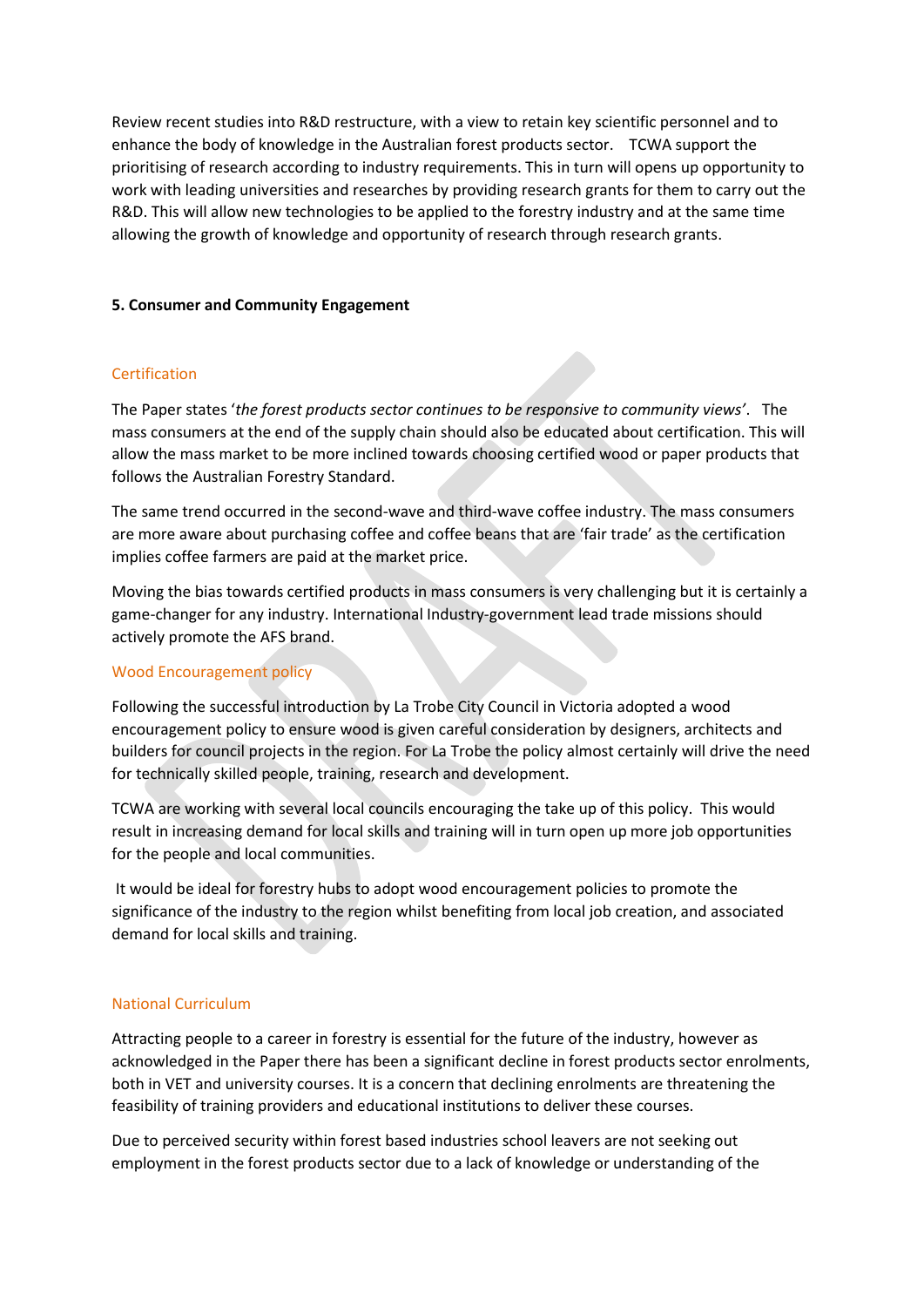Review recent studies into R&D restructure, with a view to retain key scientific personnel and to enhance the body of knowledge in the Australian forest products sector. TCWA support the prioritising of research according to industry requirements. This in turn will opens up opportunity to work with leading universities and researches by providing research grants for them to carry out the R&D. This will allow new technologies to be applied to the forestry industry and at the same time allowing the growth of knowledge and opportunity of research through research grants.

**5. Consumer and Community Engagement**

### Certification

The Paper states '*the forest products sector continues to be responsive to community views*'. The mass consumers at the end of the supply chain should also be educated about certification. This will allow the mass market to be more inclined towards choosing certified wood or paper products that follows the Australian Forestry Standard.

The same trend occurred in the second-wave and third-wave coffee industry. The mass consumers are more aware about purchasing coffee and coffee beans that are 'fair trade' as the certification implies coffee farmers are paid at the market price.

Moving the bias towards certified products in mass consumers is very challenging but it is certainly a game-changer for any industry. International Industry-government lead trade missions should actively promote the AFS brand.

### Wood Encouragement policy

Following the successful introduction by La Trobe City Council in Victoria adopted a wood encouragement policy to ensure wood is given careful consideration by designers, architects and builders for council projects in the region. For La Trobe the policy almost certainly will drive the need for technically skilled people, training, research and development.

TCWA are working with several local councils encouraging the take up of this policy. This would result in increasing demand for local skills and training will in turn open up more job opportunities for the people and local communities.

It would be ideal for forestry hubs to adopt wood encouragement policies to promote the significance of the industry to the region whilst benefiting from local job creation, and associated demand for local skills and training.

### National Curriculum

Attracting people to a career in forestry is essential for the future of the industry, however as acknowledged in the Paper there has been a significant decline in forest products sector enrolments, both in VET and university courses. It is a concern that declining enrolments are threatening the feasibility of training providers and educational institutions to deliver these courses.

Due to perceived security within forest based industries school leavers are not seeking out employment in the forest products sector due to a lack of knowledge or understanding of the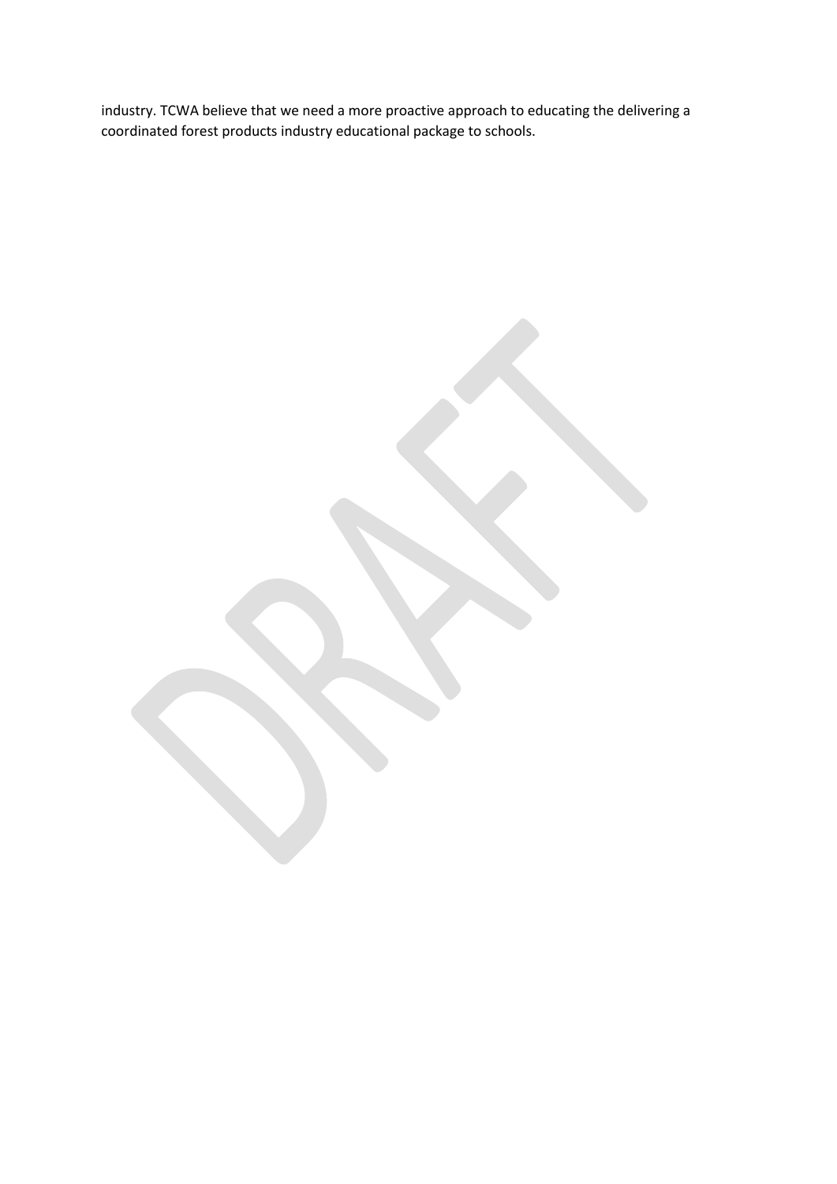industry. TCWA believe that we need a more proactive approach to educating the delivering a coordinated forest products industry educational package to schools.